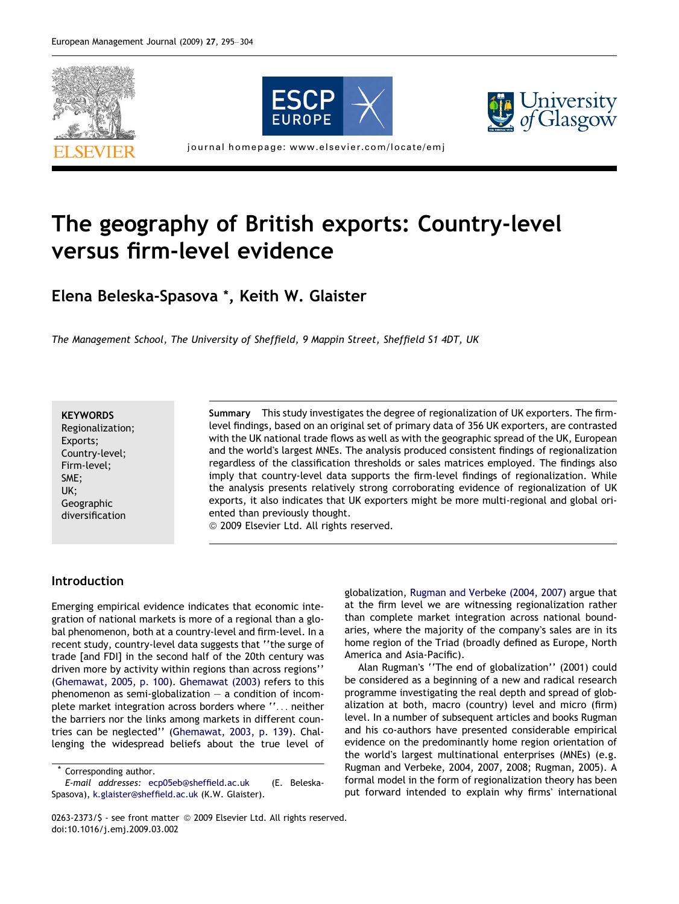// The geography of British exports: Country-level versus firm-level evidence

# The geography of British exports: Country-level versus firm-level evidence

**Elena Beleska-Spasova \*, Keith W. Glaister**

*The Management School, The University of Sheffield, 9 Mappin Street, Sheffield S1 4DT, UK*

**KEYWORDS**
Regionalization;
Exports;
Country-level;
Firm-level;
SME;
UK;
Geographic diversification

**Summary** This study investigates the degree of regionalization of UK exporters. The firm-level findings, based on an original set of primary data of 356 UK exporters, are contrasted with the UK national trade flows as well as with the geographic spread of the UK, European and the world's largest MNEs. The analysis produced consistent findings of regionalization regardless of the classification thresholds or sales matrices employed. The findings also imply that country-level data supports the firm-level findings of regionalization. While the analysis presents relatively strong corroborating evidence of regionalization of UK exports, it also indicates that UK exporters might be more multi-regional and global oriented than previously thought.
© 2009 Elsevier Ltd. All rights reserved.

## Introduction

Emerging empirical evidence indicates that economic integration of national markets is more of a regional than a global phenomenon, both at a country-level and firm-level. In a recent study, country-level data suggests that ''the surge of trade [and FDI] in the second half of the 20th century was driven more by activity within regions than across regions'' (Ghemawat, 2005, p. 100). Ghemawat (2003) refers to this phenomenon as semi-globalization – a condition of incomplete market integration across borders where ''... neither the barriers nor the links among markets in different countries can be neglected'' (Ghemawat, 2003, p. 139). Challenging the widespread beliefs about the true level of globalization, Rugman and Verbeke (2004, 2007) argue that at the firm level we are witnessing regionalization rather than complete market integration across national boundaries, where the majority of the company's sales are in its home region of the Triad (broadly defined as Europe, North America and Asia-Pacific).

Alan Rugman's ''The end of globalization'' (2001) could be considered as a beginning of a new and radical research programme investigating the real depth and spread of globalization at both, macro (country) level and micro (firm) level. In a number of subsequent articles and books Rugman and his co-authors have presented considerable empirical evidence on the predominantly home region orientation of the world's largest multinational enterprises (MNEs) (e.g. Rugman and Verbeke, 2004, 2007, 2008; Rugman, 2005). A formal model in the form of regionalization theory has been put forward intended to explain why firms' international

\* Corresponding author.
*E-mail addresses:* ecp05eb@sheffield.ac.uk (E. Beleska-Spasova), k.glaister@sheffield.ac.uk (K.W. Glaister).

0263-2373/$ - see front matter © 2009 Elsevier Ltd. All rights reserved.
doi:10.1016/j.emj.2009.03.002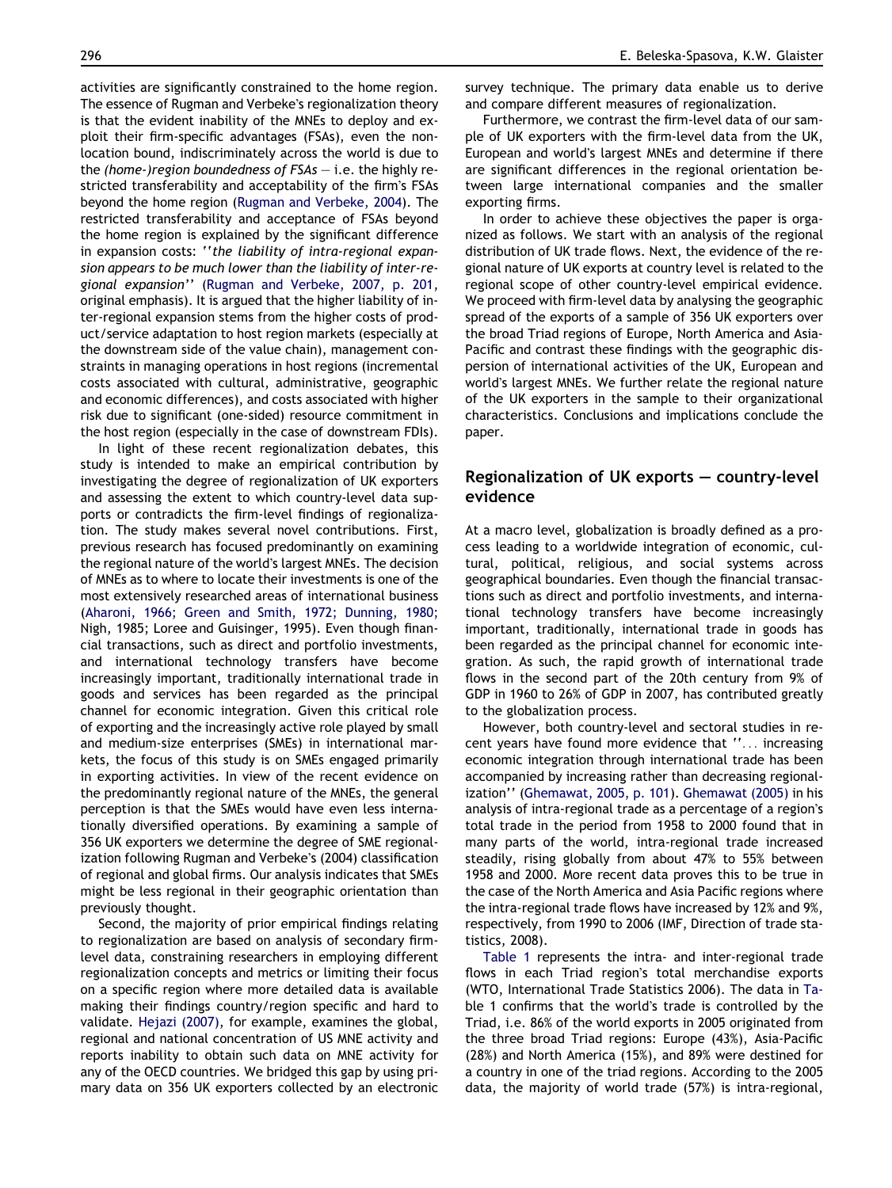activities are significantly constrained to the home region. The essence of Rugman and Verbeke's regionalization theory is that the evident inability of the MNEs to deploy and exploit their firm-specific advantages (FSAs), even the non-location bound, indiscriminately across the world is due to the *(home-)region boundedness of FSAs* — i.e. the highly restricted transferability and acceptability of the firm's FSAs beyond the home region (Rugman and Verbeke, 2004). The restricted transferability and acceptance of FSAs beyond the home region is explained by the significant difference in expansion costs: ''*the liability of intra-regional expansion appears to be much lower than the liability of inter-regional expansion*'' (Rugman and Verbeke, 2007, p. 201, original emphasis). It is argued that the higher liability of inter-regional expansion stems from the higher costs of product/service adaptation to host region markets (especially at the downstream side of the value chain), management constraints in managing operations in host regions (incremental costs associated with cultural, administrative, geographic and economic differences), and costs associated with higher risk due to significant (one-sided) resource commitment in the host region (especially in the case of downstream FDIs).

In light of these recent regionalization debates, this study is intended to make an empirical contribution by investigating the degree of regionalization of UK exporters and assessing the extent to which country-level data supports or contradicts the firm-level findings of regionalization. The study makes several novel contributions. First, previous research has focused predominantly on examining the regional nature of the world's largest MNEs. The decision of MNEs as to where to locate their investments is one of the most extensively researched areas of international business (Aharoni, 1966; Green and Smith, 1972; Dunning, 1980; Nigh, 1985; Loree and Guisinger, 1995). Even though financial transactions, such as direct and portfolio investments, and international technology transfers have become increasingly important, traditionally international trade in goods and services has been regarded as the principal channel for economic integration. Given this critical role of exporting and the increasingly active role played by small and medium-size enterprises (SMEs) in international markets, the focus of this study is on SMEs engaged primarily in exporting activities. In view of the recent evidence on the predominantly regional nature of the MNEs, the general perception is that the SMEs would have even less internationally diversified operations. By examining a sample of 356 UK exporters we determine the degree of SME regionalization following Rugman and Verbeke's (2004) classification of regional and global firms. Our analysis indicates that SMEs might be less regional in their geographic orientation than previously thought.

Second, the majority of prior empirical findings relating to regionalization are based on analysis of secondary firm-level data, constraining researchers in employing different regionalization concepts and metrics or limiting their focus on a specific region where more detailed data is available making their findings country/region specific and hard to validate. Hejazi (2007), for example, examines the global, regional and national concentration of US MNE activity and reports inability to obtain such data on MNE activity for any of the OECD countries. We bridged this gap by using primary data on 356 UK exporters collected by an electronic survey technique. The primary data enable us to derive and compare different measures of regionalization.

Furthermore, we contrast the firm-level data of our sample of UK exporters with the firm-level data from the UK, European and world's largest MNEs and determine if there are significant differences in the regional orientation between large international companies and the smaller exporting firms.

In order to achieve these objectives the paper is organized as follows. We start with an analysis of the regional distribution of UK trade flows. Next, the evidence of the regional nature of UK exports at country level is related to the regional scope of other country-level empirical evidence. We proceed with firm-level data by analysing the geographic spread of the exports of a sample of 356 UK exporters over the broad Triad regions of Europe, North America and Asia-Pacific and contrast these findings with the geographic dispersion of international activities of the UK, European and world's largest MNEs. We further relate the regional nature of the UK exporters in the sample to their organizational characteristics. Conclusions and implications conclude the paper.

## Regionalization of UK exports — country-level evidence

At a macro level, globalization is broadly defined as a process leading to a worldwide integration of economic, cultural, political, religious, and social systems across geographical boundaries. Even though the financial transactions such as direct and portfolio investments, and international technology transfers have become increasingly important, traditionally, international trade in goods has been regarded as the principal channel for economic integration. As such, the rapid growth of international trade flows in the second part of the 20th century from 9% of GDP in 1960 to 26% of GDP in 2007, has contributed greatly to the globalization process.

However, both country-level and sectoral studies in recent years have found more evidence that ''... increasing economic integration through international trade has been accompanied by increasing rather than decreasing regionalization'' (Ghemawat, 2005, p. 101). Ghemawat (2005) in his analysis of intra-regional trade as a percentage of a region's total trade in the period from 1958 to 2000 found that in many parts of the world, intra-regional trade increased steadily, rising globally from about 47% to 55% between 1958 and 2000. More recent data proves this to be true in the case of the North America and Asia Pacific regions where the intra-regional trade flows have increased by 12% and 9%, respectively, from 1990 to 2006 (IMF, Direction of trade statistics, 2008).

Table 1 represents the intra- and inter-regional trade flows in each Triad region's total merchandise exports (WTO, International Trade Statistics 2006). The data in Table 1 confirms that the world's trade is controlled by the Triad, i.e. 86% of the world exports in 2005 originated from the three broad Triad regions: Europe (43%), Asia-Pacific (28%) and North America (15%), and 89% were destined for a country in one of the triad regions. According to the 2005 data, the majority of world trade (57%) is intra-regional,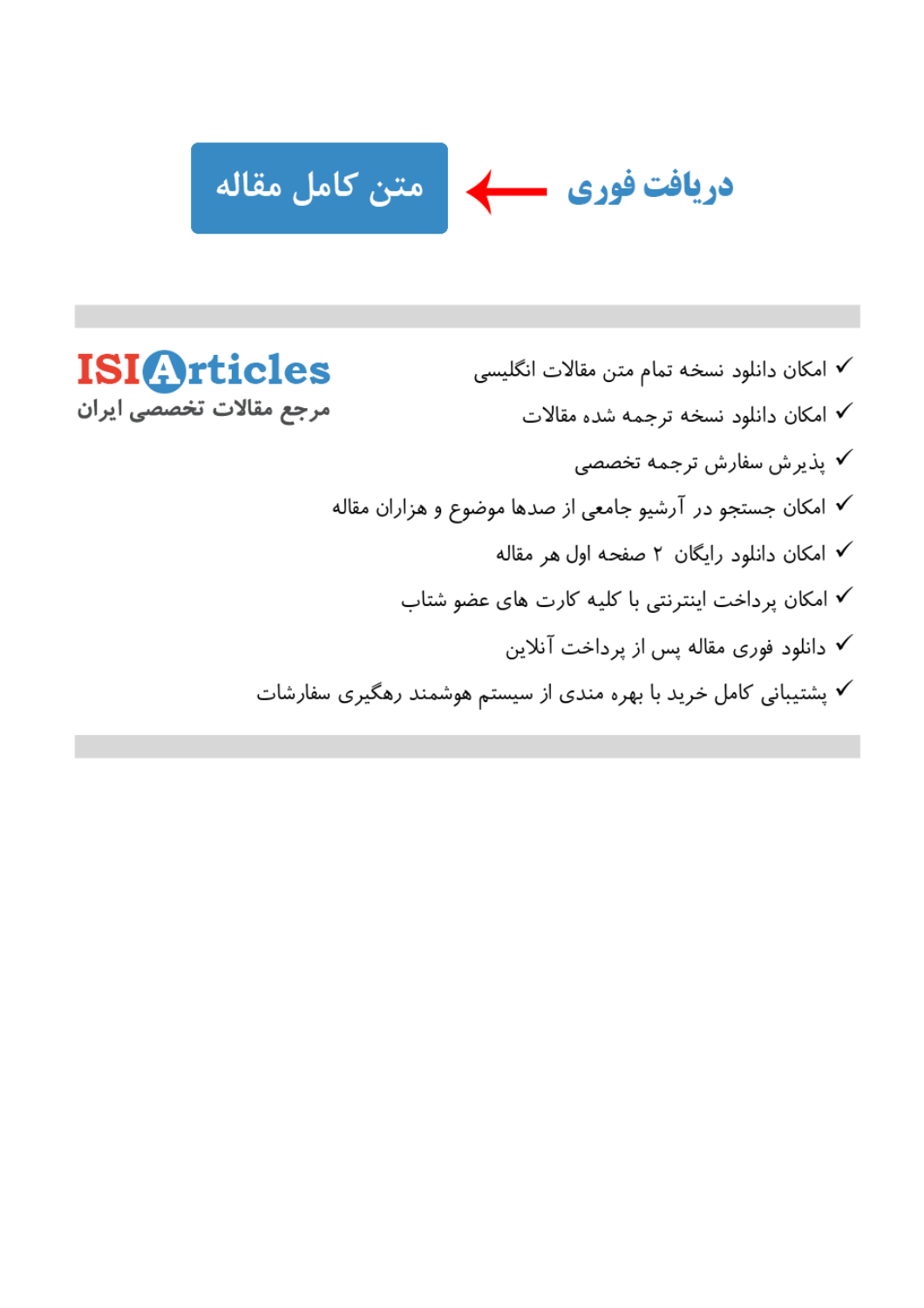دریافت فوری ← متن کامل مقاله

**ISIArticles**
مرجع مقالات تخصصی ایران

- ✓ امکان دانلود نسخه تمام متن مقالات انگلیسی
- ✓ امکان دانلود نسخه ترجمه شده مقالات
- ✓ پذیرش سفارش ترجمه تخصصی
- ✓ امکان جستجو در آرشیو جامعی از صدها موضوع و هزاران مقاله
- ✓ امکان دانلود رایگان ۲ صفحه اول هر مقاله
- ✓ امکان پرداخت اینترنتی با کلیه کارت های عضو شتاب
- ✓ دانلود فوری مقاله پس از پرداخت آنلاین
- ✓ پشتیبانی کامل خرید با بهره مندی از سیستم هوشمند رهگیری سفارشات